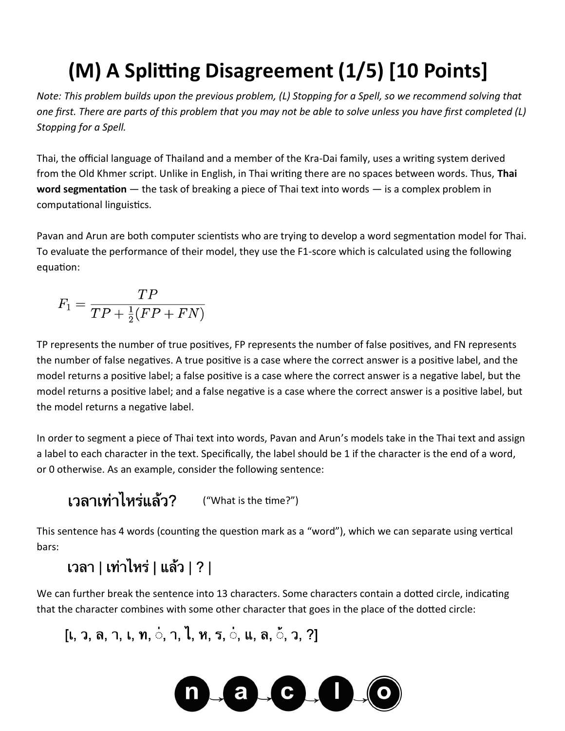# (M) A Splitting Disagreement (1/5) [10 Points]

*Note: This problem builds upon the previous problem, (L) Stopping for a Spell, so we recommend solving that one first. There are parts of this problem that you may not be able to solve unless you have first completed (L) Stopping for a Spell.*

Thai, the official language of Thailand and a member of the Kra-Dai family, uses a writing system derived from the Old Khmer script. Unlike in English, in Thai writing there are no spaces between words. Thus, **Thai word segmentation** — the task of breaking a piece of Thai text into words — is a complex problem in computational linguistics.

Pavan and Arun are both computer scientists who are trying to develop a word segmentation model for Thai. To evaluate the performance of their model, they use the F1-score which is calculated using the following equation:

$$F_1 = \frac{TP}{TP + \frac{1}{2}(FP + FN)}$$

TP represents the number of true positives, FP represents the number of false positives, and FN represents the number of false negatives. A true positive is a case where the correct answer is a positive label, and the model returns a positive label; a false positive is a case where the correct answer is a negative label, but the model returns a positive label; and a false negative is a case where the correct answer is a positive label, but the model returns a negative label.

In order to segment a piece of Thai text into words, Pavan and Arun's models take in the Thai text and assign a label to each character in the text. Specifically, the label should be 1 if the character is the end of a word, or 0 otherwise. As an example, consider the following sentence:

**เวลาเท่าไหร่แล้ว?** ("What is the time?")

This sentence has 4 words (counting the question mark as a "word"), which we can separate using vertical bars:

**เวลา | เท่าไหร่ | แล้ว | ? |**

We can further break the sentence into 13 characters. Some characters contain a dotted circle, indicating that the character combines with some other character that goes in the place of the dotted circle:

**[เ, ว, ล, า, เ, ท, ่, า, ไ, ห, ร, ่, แ, ล, ้, ว, ?]**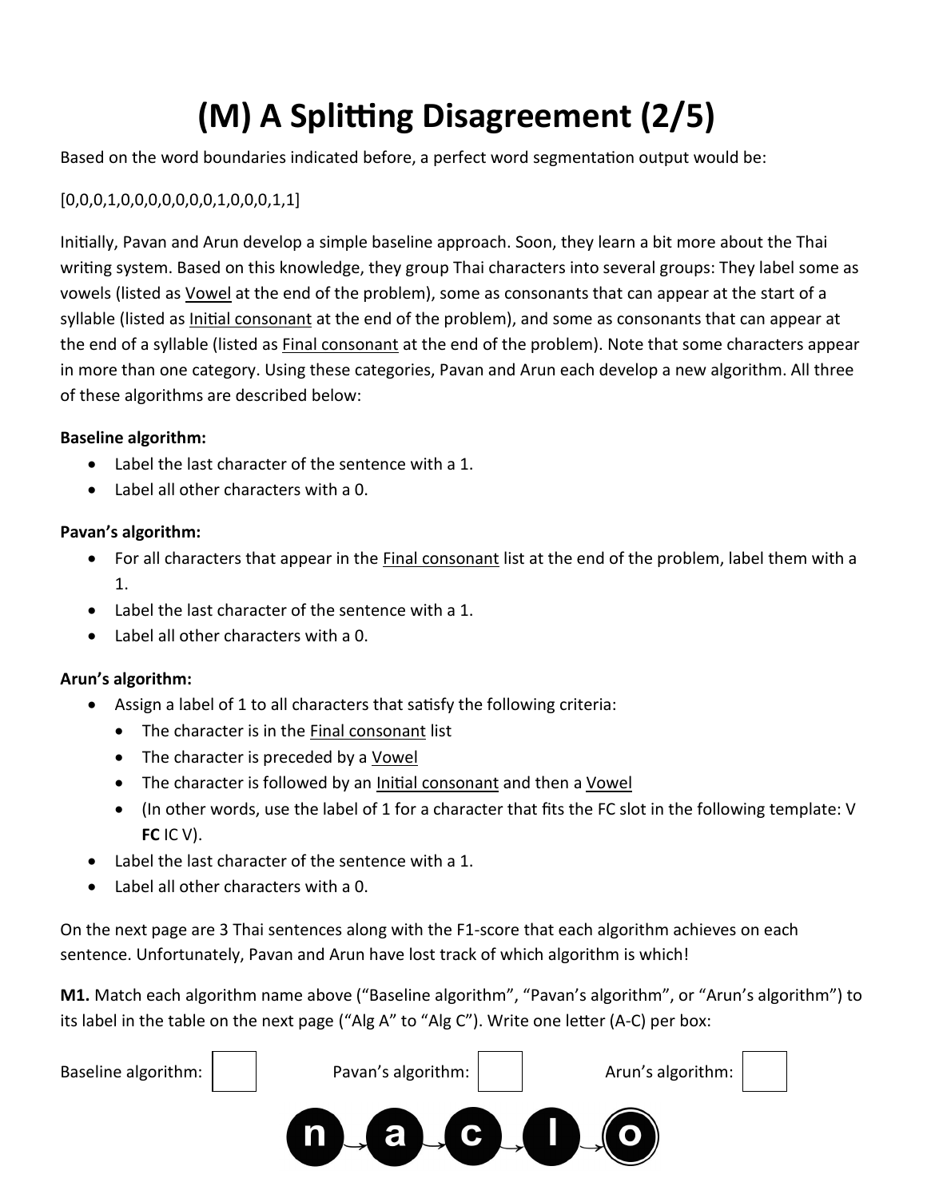# (M) A Splitting Disagreement (2/5)

Based on the word boundaries indicated before, a perfect word segmentation output would be:

[0,0,0,1,0,0,0,0,0,0,0,1,0,0,0,1,1]

Initially, Pavan and Arun develop a simple baseline approach. Soon, they learn a bit more about the Thai writing system. Based on this knowledge, they group Thai characters into several groups: They label some as vowels (listed as Vowel at the end of the problem), some as consonants that can appear at the start of a syllable (listed as Initial consonant at the end of the problem), and some as consonants that can appear at the end of a syllable (listed as Final consonant at the end of the problem). Note that some characters appear in more than one category. Using these categories, Pavan and Arun each develop a new algorithm. All three of these algorithms are described below:

**Baseline algorithm:**

- Label the last character of the sentence with a 1.
- Label all other characters with a 0.

**Pavan's algorithm:**

- For all characters that appear in the Final consonant list at the end of the problem, label them with a 1.
- Label the last character of the sentence with a 1.
- Label all other characters with a 0.

**Arun's algorithm:**

- Assign a label of 1 to all characters that satisfy the following criteria:
  - The character is in the Final consonant list
  - The character is preceded by a Vowel
  - The character is followed by an Initial consonant and then a Vowel
  - (In other words, use the label of 1 for a character that fits the FC slot in the following template: V **FC** IC V).
- Label the last character of the sentence with a 1.
- Label all other characters with a 0.

On the next page are 3 Thai sentences along with the F1-score that each algorithm achieves on each sentence. Unfortunately, Pavan and Arun have lost track of which algorithm is which!

**M1.** Match each algorithm name above ("Baseline algorithm", "Pavan's algorithm", or "Arun's algorithm") to its label in the table on the next page ("Alg A" to "Alg C"). Write one letter (A-C) per box:

Baseline algorithm: ☐ Pavan's algorithm: ☐ Arun's algorithm: ☐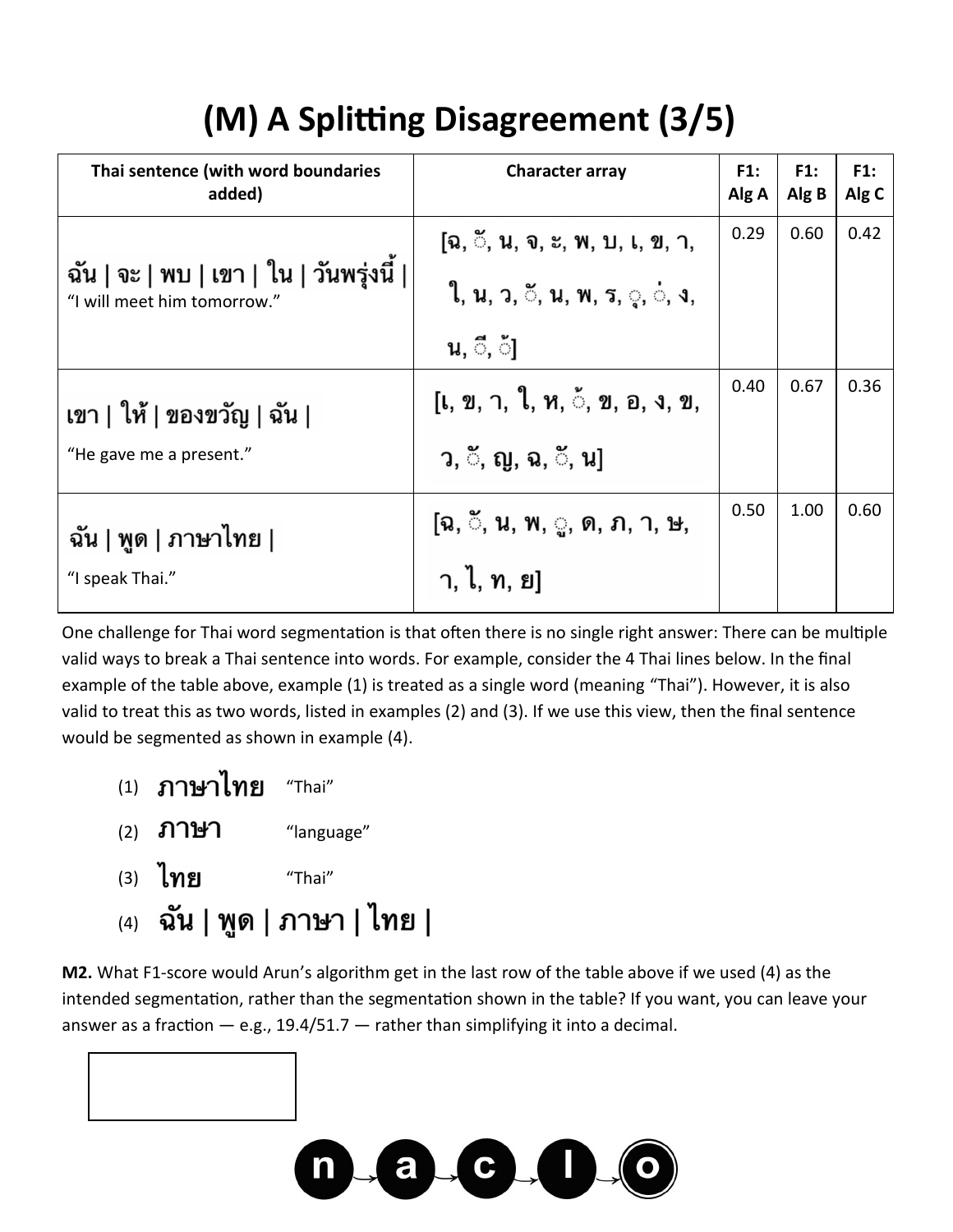# (M) A Splitting Disagreement (3/5)

| Thai sentence (with word boundaries added) | Character array | F1: Alg A | F1: Alg B | F1: Alg C |
|---|---|---|---|---|
| ฉัน \| จะ \| พบ \| เขา \| ใน \| วันพรุ่งนี้ \| <br>"I will meet him tomorrow." | [ฉ, ั, น, จ, ะ, พ, บ, เ, ข, า, ใ, น, ว, ั, น, พ, ร, ุ, ่, ง, น, ี, ้] | 0.29 | 0.60 | 0.42 |
| เขา \| ให้ \| ของขวัญ \| ฉัน \| <br>"He gave me a present." | [เ, ข, า, ใ, ห, ้, ข, อ, ง, ข, ว, ั, ญ, ฉ, ั, น] | 0.40 | 0.67 | 0.36 |
| ฉัน \| พูด \| ภาษาไทย \| <br>"I speak Thai." | [ฉ, ั, น, พ, ู, ด, ภ, า, ษ, า, ไ, ท, ย] | 0.50 | 1.00 | 0.60 |

One challenge for Thai word segmentation is that often there is no single right answer: There can be multiple valid ways to break a Thai sentence into words. For example, consider the 4 Thai lines below. In the final example of the table above, example (1) is treated as a single word (meaning "Thai"). However, it is also valid to treat this as two words, listed in examples (2) and (3). If we use this view, then the final sentence would be segmented as shown in example (4).

(1) ภาษาไทย "Thai"

(2) ภาษา "language"

(3) ไทย "Thai"

(4) ฉัน | พูด | ภาษา | ไทย |

**M2.** What F1-score would Arun's algorithm get in the last row of the table above if we used (4) as the intended segmentation, rather than the segmentation shown in the table? If you want, you can leave your answer as a fraction — e.g., 19.4/51.7 — rather than simplifying it into a decimal.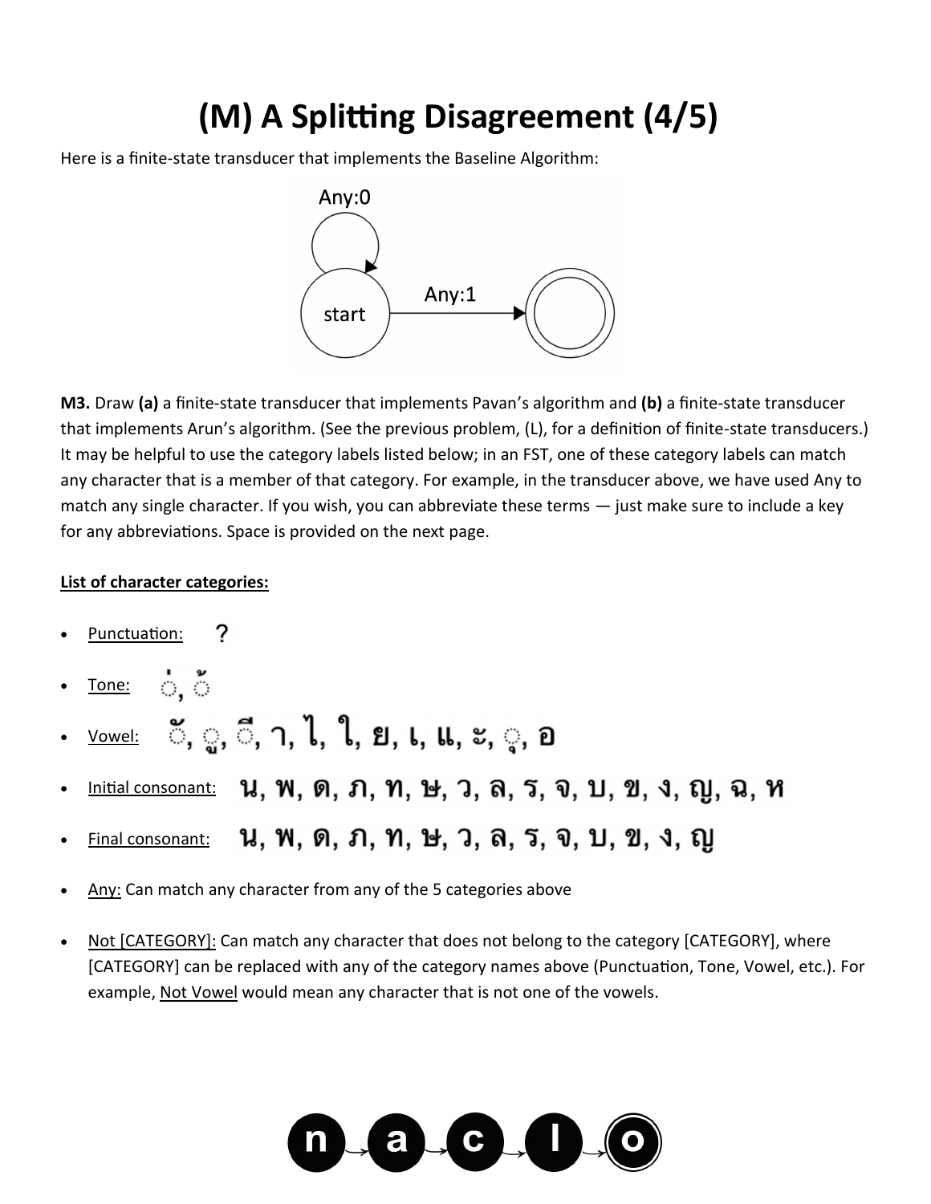# (M) A Splitting Disagreement (4/5)

Here is a finite-state transducer that implements the Baseline Algorithm:

Any:0

start

Any:1

**M3.** Draw **(a)** a finite-state transducer that implements Pavan's algorithm and **(b)** a finite-state transducer that implements Arun's algorithm. (See the previous problem, (L), for a definition of finite-state transducers.) It may be helpful to use the category labels listed below; in an FST, one of these category labels can match any character that is a member of that category. For example, in the transducer above, we have used Any to match any single character. If you wish, you can abbreviate these terms — just make sure to include a key for any abbreviations. Space is provided on the next page.

<u>**List of character categories:**</u>

- <u>Punctuation:</u> ?
- <u>Tone:</u> ่, ้
- <u>Vowel:</u> ั, ู, ี, า, ไ, ใ, ย, เ, แ, ะ, ุ, อ
- <u>Initial consonant:</u> น, พ, ด, ภ, ท, ษ, ว, ล, ร, จ, บ, ข, ง, ญ, ฉ, ห
- <u>Final consonant:</u> น, พ, ด, ภ, ท, ษ, ว, ล, ร, จ, บ, ข, ง, ญ
- <u>Any:</u> Can match any character from any of the 5 categories above
- <u>Not [CATEGORY]:</u> Can match any character that does not belong to the category [CATEGORY], where [CATEGORY] can be replaced with any of the category names above (Punctuation, Tone, Vowel, etc.). For example, <u>Not Vowel</u> would mean any character that is not one of the vowels.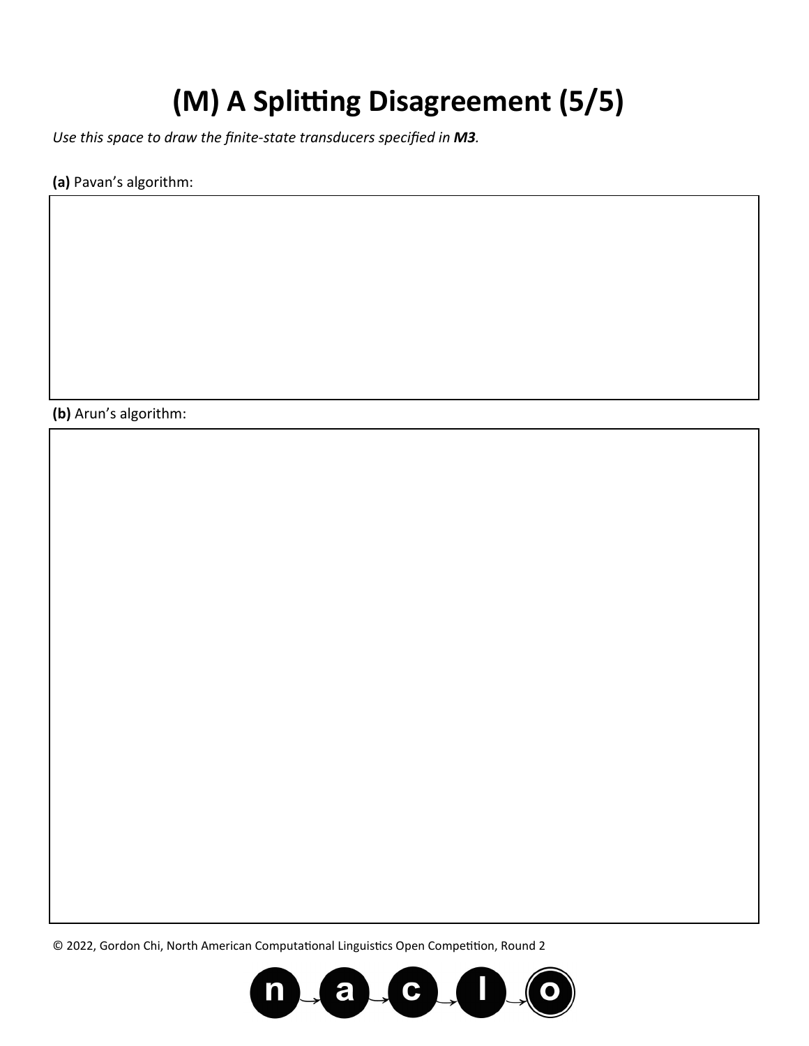# (M) A Splitting Disagreement (5/5)

*Use this space to draw the finite-state transducers specified in **M3**.*

**(a)** Pavan's algorithm:

**(b)** Arun's algorithm: